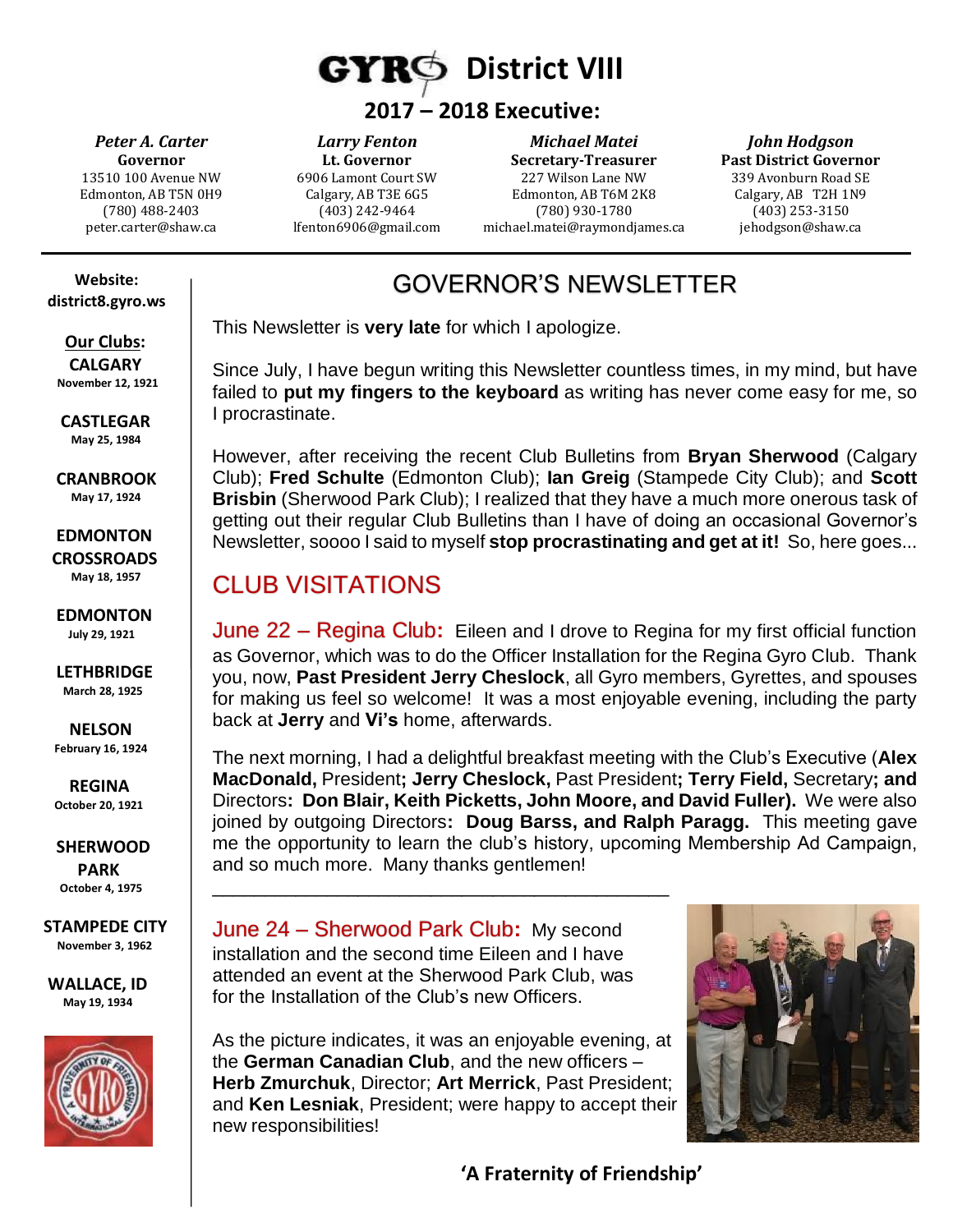# GYRO District VIII

## 2017 – 2018 Executive:

| *Peter A. Carter* | *Larry Fenton* | *Michael Matei* | *John Hodgson* |
|---|---|---|---|
| **Governor** | **Lt. Governor** | **Secretary-Treasurer** | **Past District Governor** |
| 13510 100 Avenue NW | 6906 Lamont Court SW | 227 Wilson Lane NW | 339 Avonburn Road SE |
| Edmonton, AB T5N 0H9 | Calgary, AB T3E 6G5 | Edmonton, AB T6M 2K8 | Calgary, AB T2H 1N9 |
| (780) 488-2403 | (403) 242-9464 | (780) 930-1780 | (403) 253-3150 |
| peter.carter@shaw.ca | lfenton6906@gmail.com | michael.matei@raymondjames.ca | jehodgson@shaw.ca |

**Website:**
**district8.gyro.ws**

**Our Clubs:**

**CALGARY** – November 12, 1921

**CASTLEGAR** – May 25, 1984

**CRANBROOK** – May 17, 1924

**EDMONTON CROSSROADS** – May 18, 1957

**EDMONTON** – July 29, 1921

**LETHBRIDGE** – March 28, 1925

**NELSON** – February 16, 1924

**REGINA** – October 20, 1921

**SHERWOOD PARK** – October 4, 1975

**STAMPEDE CITY** – November 3, 1962

**WALLACE, ID** – May 19, 1934

## GOVERNOR'S NEWSLETTER

This Newsletter is **very late** for which I apologize.

Since July, I have begun writing this Newsletter countless times, in my mind, but have failed to **put my fingers to the keyboard** as writing has never come easy for me, so I procrastinate.

However, after receiving the recent Club Bulletins from **Bryan Sherwood** (Calgary Club); **Fred Schulte** (Edmonton Club); **Ian Greig** (Stampede City Club); and **Scott Brisbin** (Sherwood Park Club); I realized that they have a much more onerous task of getting out their regular Club Bulletins than I have of doing an occasional Governor's Newsletter, soooo I said to myself **stop procrastinating and get at it!** So, here goes...

## CLUB VISITATIONS

**June 22 – Regina Club:** Eileen and I drove to Regina for my first official function as Governor, which was to do the Officer Installation for the Regina Gyro Club. Thank you, now, **Past President Jerry Cheslock**, all Gyro members, Gyrettes, and spouses for making us feel so welcome! It was a most enjoyable evening, including the party back at **Jerry** and **Vi's** home, afterwards.

The next morning, I had a delightful breakfast meeting with the Club's Executive (**Alex MacDonald,** President**; Jerry Cheslock,** Past President**; Terry Field,** Secretary**; and** Directors**: Don Blair, Keith Picketts, John Moore, and David Fuller).** We were also joined by outgoing Directors**: Doug Barss, and Ralph Paragg.** This meeting gave me the opportunity to learn the club's history, upcoming Membership Ad Campaign, and so much more. Many thanks gentlemen!

---

**June 24 – Sherwood Park Club:** My second installation and the second time Eileen and I have attended an event at the Sherwood Park Club, was for the Installation of the Club's new Officers.

As the picture indicates, it was an enjoyable evening, at the **German Canadian Club**, and the new officers – **Herb Zmurchuk**, Director; **Art Merrick**, Past President; and **Ken Lesniak**, President; were happy to accept their new responsibilities!

**'A Fraternity of Friendship'**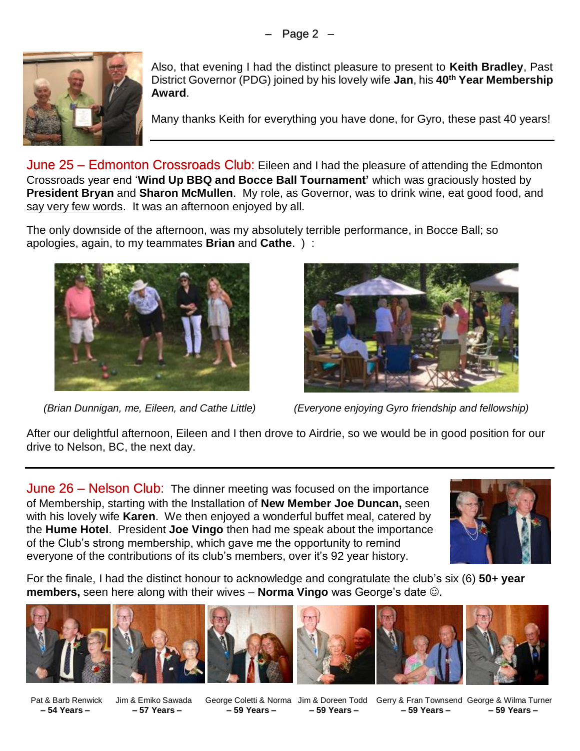Also, that evening I had the distinct pleasure to present to **Keith Bradley**, Past District Governor (PDG) joined by his lovely wife **Jan**, his **40th Year Membership Award**.

Many thanks Keith for everything you have done, for Gyro, these past 40 years!

---

**June 25 – Edmonton Crossroads Club:** Eileen and I had the pleasure of attending the Edmonton Crossroads year end '**Wind Up BBQ and Bocce Ball Tournament'** which was graciously hosted by **President Bryan** and **Sharon McMullen**. My role, as Governor, was to drink wine, eat good food, and say very few words. It was an afternoon enjoyed by all.

The only downside of the afternoon, was my absolutely terrible performance, in Bocce Ball; so apologies, again, to my teammates **Brian** and **Cathe**. ) :

*(Brian Dunnigan, me, Eileen, and Cathe Little)*

*(Everyone enjoying Gyro friendship and fellowship)*

After our delightful afternoon, Eileen and I then drove to Airdrie, so we would be in good position for our drive to Nelson, BC, the next day.

---

**June 26 – Nelson Club:** The dinner meeting was focused on the importance of Membership, starting with the Installation of **New Member Joe Duncan,** seen with his lovely wife **Karen**. We then enjoyed a wonderful buffet meal, catered by the **Hume Hotel**. President **Joe Vingo** then had me speak about the importance of the Club's strong membership, which gave me the opportunity to remind everyone of the contributions of its club's members, over it's 92 year history.

For the finale, I had the distinct honour to acknowledge and congratulate the club's six (6) **50+ year members,** seen here along with their wives – **Norma Vingo** was George's date ☺.

Pat & Barb Renwick **– 54 Years –**

Jim & Emiko Sawada **– 57 Years –**

George Coletti & Norma **– 59 Years –**

Jim & Doreen Todd **– 59 Years –**

Gerry & Fran Townsend **– 59 Years –**

George & Wilma Turner **– 59 Years –**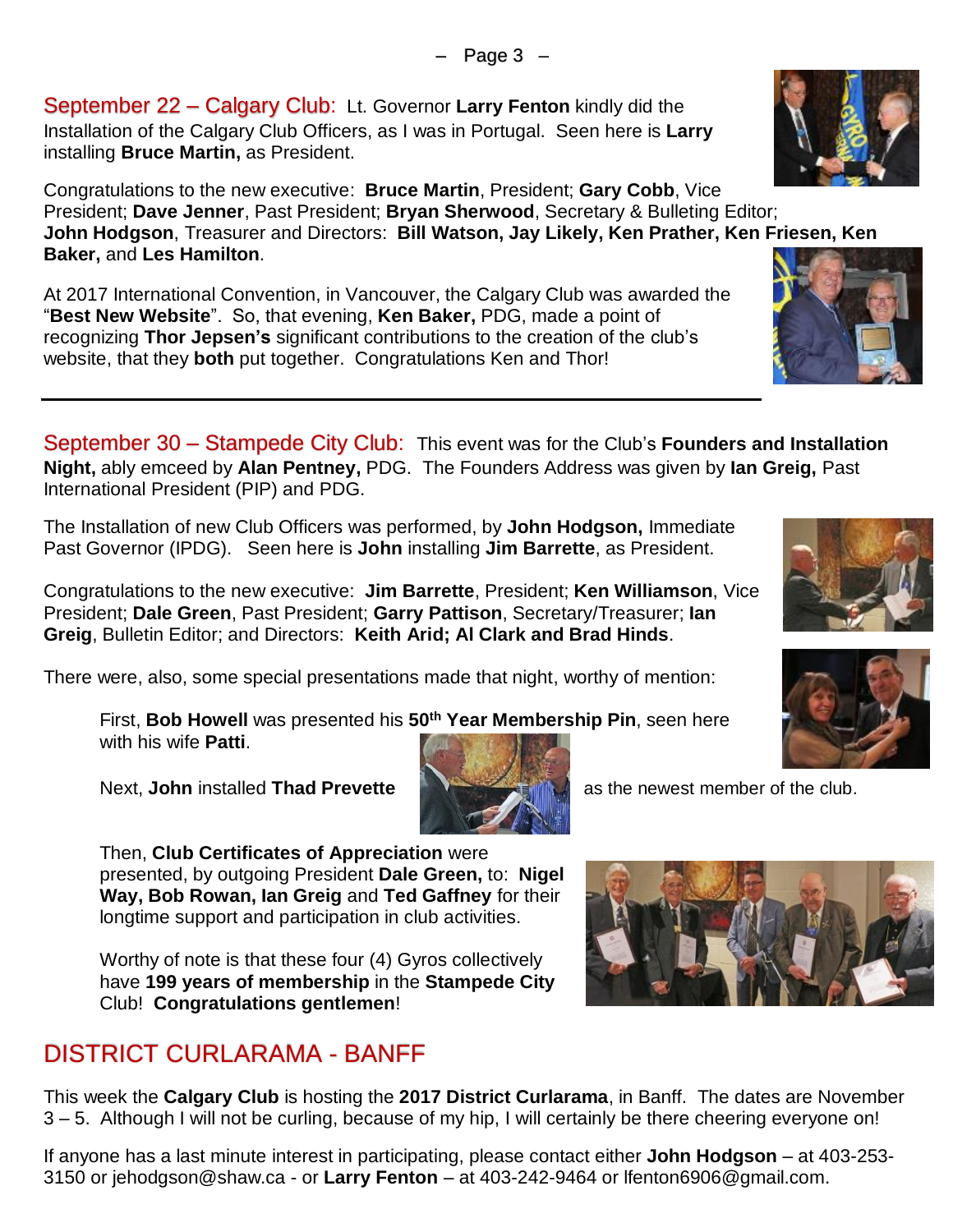September 22 – Calgary Club: Lt. Governor **Larry Fenton** kindly did the Installation of the Calgary Club Officers, as I was in Portugal. Seen here is **Larry** installing **Bruce Martin,** as President.

Congratulations to the new executive: **Bruce Martin**, President; **Gary Cobb**, Vice President; **Dave Jenner**, Past President; **Bryan Sherwood**, Secretary & Bulleting Editor; **John Hodgson**, Treasurer and Directors: **Bill Watson, Jay Likely, Ken Prather, Ken Friesen, Ken Baker,** and **Les Hamilton**.

At 2017 International Convention, in Vancouver, the Calgary Club was awarded the "**Best New Website**". So, that evening, **Ken Baker,** PDG, made a point of recognizing **Thor Jepsen's** significant contributions to the creation of the club's website, that they **both** put together. Congratulations Ken and Thor!

---

September 30 – Stampede City Club: This event was for the Club's **Founders and Installation Night,** ably emceed by **Alan Pentney,** PDG. The Founders Address was given by **Ian Greig,** Past International President (PIP) and PDG.

The Installation of new Club Officers was performed, by **John Hodgson,** Immediate Past Governor (IPDG). Seen here is **John** installing **Jim Barrette**, as President.

Congratulations to the new executive: **Jim Barrette**, President; **Ken Williamson**, Vice President; **Dale Green**, Past President; **Garry Pattison**, Secretary/Treasurer; **Ian Greig**, Bulletin Editor; and Directors: **Keith Arid; Al Clark and Brad Hinds**.

There were, also, some special presentations made that night, worthy of mention:

First, **Bob Howell** was presented his **50th Year Membership Pin**, seen here with his wife **Patti**.

Next, **John** installed **Thad Prevette** as the newest member of the club.

Then, **Club Certificates of Appreciation** were presented, by outgoing President **Dale Green,** to: **Nigel Way, Bob Rowan, Ian Greig** and **Ted Gaffney** for their longtime support and participation in club activities.

Worthy of note is that these four (4) Gyros collectively have **199 years of membership** in the **Stampede City** Club! **Congratulations gentlemen**!

## DISTRICT CURLARAMA - BANFF

This week the **Calgary Club** is hosting the **2017 District Curlarama**, in Banff. The dates are November 3 – 5. Although I will not be curling, because of my hip, I will certainly be there cheering everyone on!

If anyone has a last minute interest in participating, please contact either **John Hodgson** – at 403-253-3150 or jehodgson@shaw.ca - or **Larry Fenton** – at 403-242-9464 or lfenton6906@gmail.com.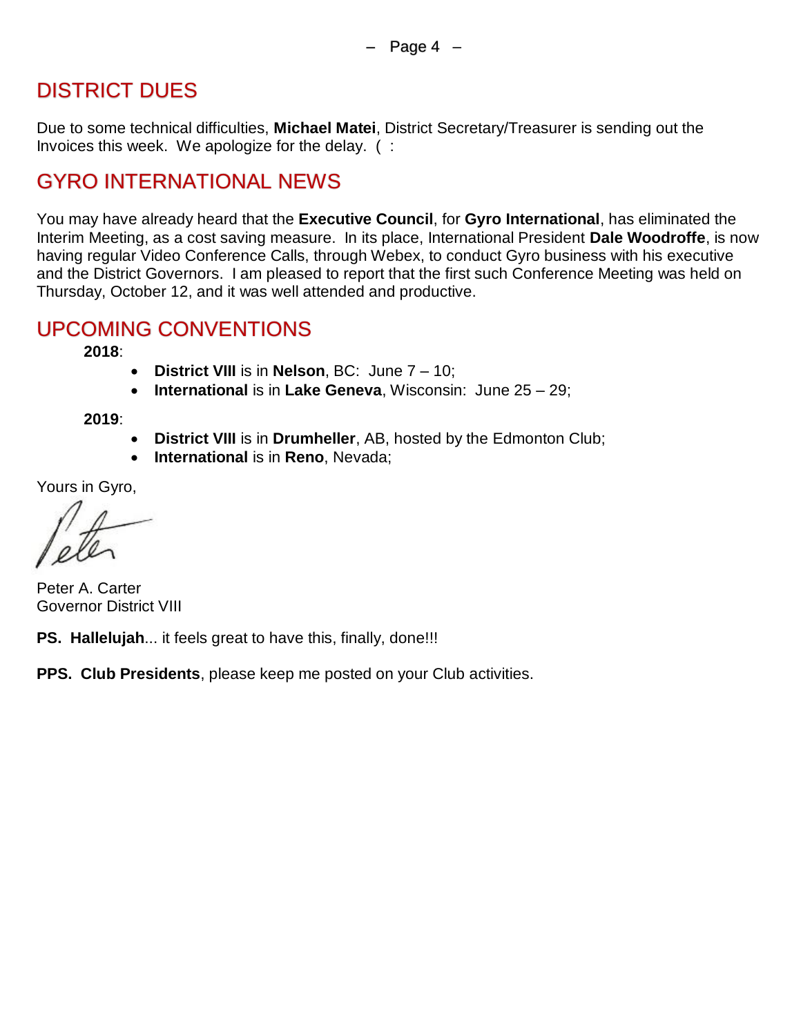## DISTRICT DUES

Due to some technical difficulties, **Michael Matei**, District Secretary/Treasurer is sending out the Invoices this week. We apologize for the delay. ( :

## GYRO INTERNATIONAL NEWS

You may have already heard that the **Executive Council**, for **Gyro International**, has eliminated the Interim Meeting, as a cost saving measure. In its place, International President **Dale Woodroffe**, is now having regular Video Conference Calls, through Webex, to conduct Gyro business with his executive and the District Governors. I am pleased to report that the first such Conference Meeting was held on Thursday, October 12, and it was well attended and productive.

## UPCOMING CONVENTIONS

**2018**:

- **District VIII** is in **Nelson**, BC: June 7 – 10;
- **International** is in **Lake Geneva**, Wisconsin: June 25 – 29;

**2019**:

- **District VIII** is in **Drumheller**, AB, hosted by the Edmonton Club;
- **International** is in **Reno**, Nevada;

Yours in Gyro,

Peter

Peter A. Carter
Governor District VIII

**PS. Hallelujah**... it feels great to have this, finally, done!!!

**PPS. Club Presidents**, please keep me posted on your Club activities.